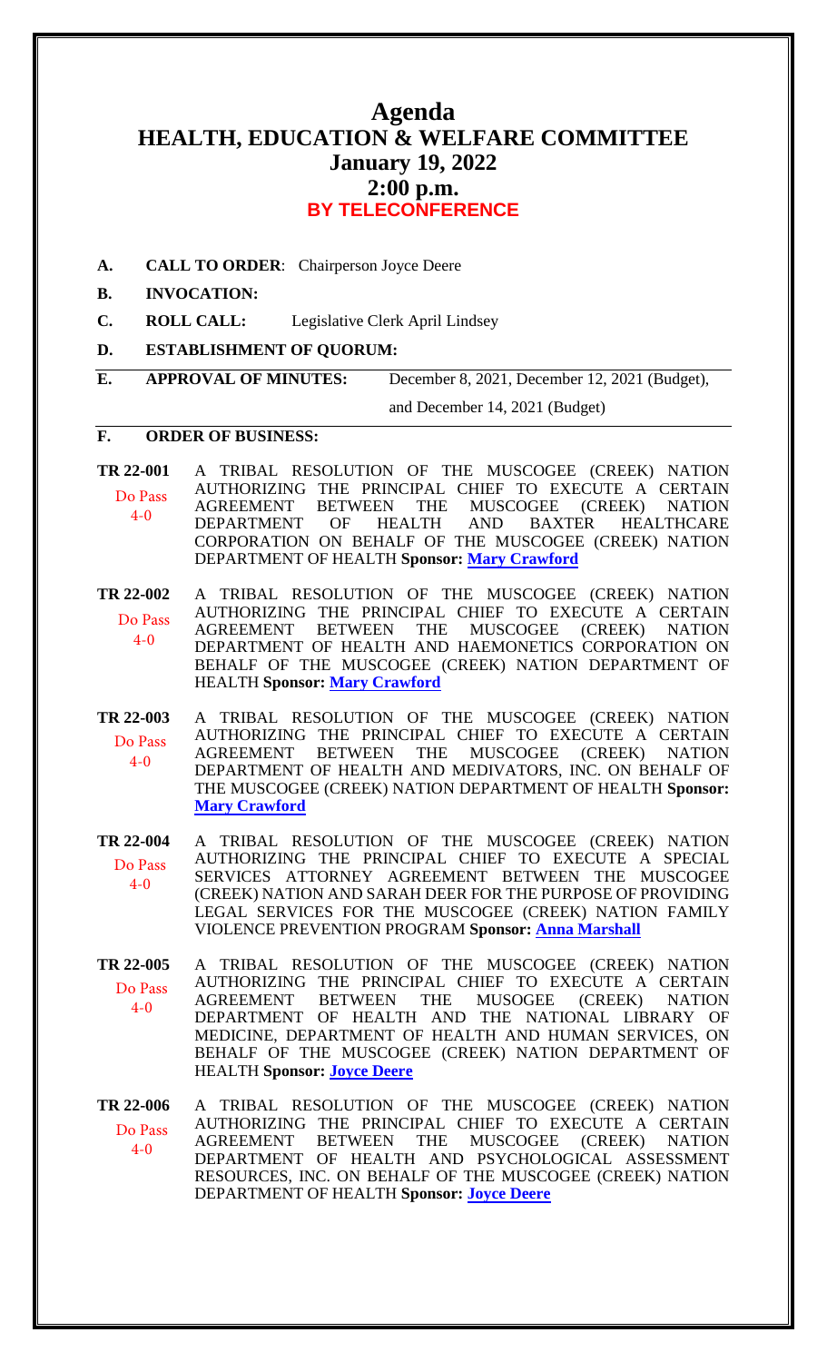# Agenda
# HEALTH, EDUCATION & WELFARE COMMITTEE
## January 19, 2022
## 2:00 p.m.
## BY TELECONFERENCE

**A. CALL TO ORDER**: Chairperson Joyce Deere

**B. INVOCATION:**

**C. ROLL CALL:** Legislative Clerk April Lindsey

**D. ESTABLISHMENT OF QUORUM:**

**E. APPROVAL OF MINUTES:** December 8, 2021, December 12, 2021 (Budget), and December 14, 2021 (Budget)

**F. ORDER OF BUSINESS:**

**TR 22-001** Do Pass 4-0 — A TRIBAL RESOLUTION OF THE MUSCOGEE (CREEK) NATION AUTHORIZING THE PRINCIPAL CHIEF TO EXECUTE A CERTAIN AGREEMENT BETWEEN THE MUSCOGEE (CREEK) NATION DEPARTMENT OF HEALTH AND BAXTER HEALTHCARE CORPORATION ON BEHALF OF THE MUSCOGEE (CREEK) NATION DEPARTMENT OF HEALTH **Sponsor: Mary Crawford**

**TR 22-002** Do Pass 4-0 — A TRIBAL RESOLUTION OF THE MUSCOGEE (CREEK) NATION AUTHORIZING THE PRINCIPAL CHIEF TO EXECUTE A CERTAIN AGREEMENT BETWEEN THE MUSCOGEE (CREEK) NATION DEPARTMENT OF HEALTH AND HAEMONETICS CORPORATION ON BEHALF OF THE MUSCOGEE (CREEK) NATION DEPARTMENT OF HEALTH **Sponsor: Mary Crawford**

**TR 22-003** Do Pass 4-0 — A TRIBAL RESOLUTION OF THE MUSCOGEE (CREEK) NATION AUTHORIZING THE PRINCIPAL CHIEF TO EXECUTE A CERTAIN AGREEMENT BETWEEN THE MUSCOGEE (CREEK) NATION DEPARTMENT OF HEALTH AND MEDIVATORS, INC. ON BEHALF OF THE MUSCOGEE (CREEK) NATION DEPARTMENT OF HEALTH **Sponsor: Mary Crawford**

**TR 22-004** Do Pass 4-0 — A TRIBAL RESOLUTION OF THE MUSCOGEE (CREEK) NATION AUTHORIZING THE PRINCIPAL CHIEF TO EXECUTE A SPECIAL SERVICES ATTORNEY AGREEMENT BETWEEN THE MUSCOGEE (CREEK) NATION AND SARAH DEER FOR THE PURPOSE OF PROVIDING LEGAL SERVICES FOR THE MUSCOGEE (CREEK) NATION FAMILY VIOLENCE PREVENTION PROGRAM **Sponsor: Anna Marshall**

**TR 22-005** Do Pass 4-0 — A TRIBAL RESOLUTION OF THE MUSCOGEE (CREEK) NATION AUTHORIZING THE PRINCIPAL CHIEF TO EXECUTE A CERTAIN AGREEMENT BETWEEN THE MUSOGEE (CREEK) NATION DEPARTMENT OF HEALTH AND THE NATIONAL LIBRARY OF MEDICINE, DEPARTMENT OF HEALTH AND HUMAN SERVICES, ON BEHALF OF THE MUSCOGEE (CREEK) NATION DEPARTMENT OF HEALTH **Sponsor: Joyce Deere**

**TR 22-006** Do Pass 4-0 — A TRIBAL RESOLUTION OF THE MUSCOGEE (CREEK) NATION AUTHORIZING THE PRINCIPAL CHIEF TO EXECUTE A CERTAIN AGREEMENT BETWEEN THE MUSCOGEE (CREEK) NATION DEPARTMENT OF HEALTH AND PSYCHOLOGICAL ASSESSMENT RESOURCES, INC. ON BEHALF OF THE MUSCOGEE (CREEK) NATION DEPARTMENT OF HEALTH **Sponsor: Joyce Deere**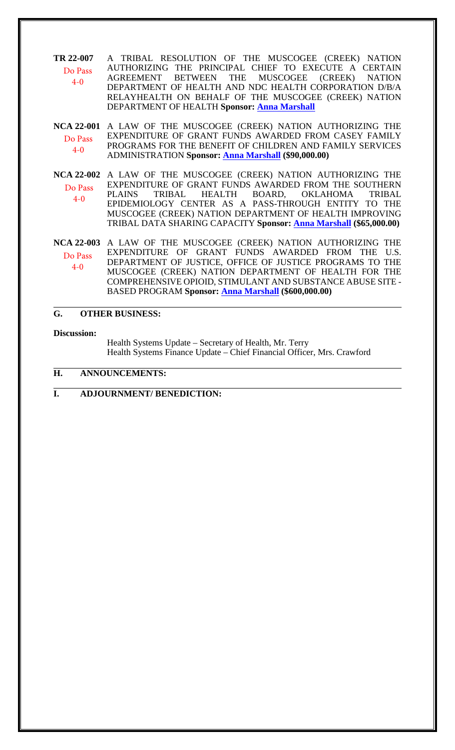**TR 22-007**
Do Pass
4-0

A TRIBAL RESOLUTION OF THE MUSCOGEE (CREEK) NATION AUTHORIZING THE PRINCIPAL CHIEF TO EXECUTE A CERTAIN AGREEMENT BETWEEN THE MUSCOGEE (CREEK) NATION DEPARTMENT OF HEALTH AND NDC HEALTH CORPORATION D/B/A RELAYHEALTH ON BEHALF OF THE MUSCOGEE (CREEK) NATION DEPARTMENT OF HEALTH **Sponsor: Anna Marshall**

**NCA 22-001**
Do Pass
4-0

A LAW OF THE MUSCOGEE (CREEK) NATION AUTHORIZING THE EXPENDITURE OF GRANT FUNDS AWARDED FROM CASEY FAMILY PROGRAMS FOR THE BENEFIT OF CHILDREN AND FAMILY SERVICES ADMINISTRATION **Sponsor: Anna Marshall ($90,000.00)**

**NCA 22-002**
Do Pass
4-0

A LAW OF THE MUSCOGEE (CREEK) NATION AUTHORIZING THE EXPENDITURE OF GRANT FUNDS AWARDED FROM THE SOUTHERN PLAINS TRIBAL HEALTH BOARD, OKLAHOMA TRIBAL EPIDEMIOLOGY CENTER AS A PASS-THROUGH ENTITY TO THE MUSCOGEE (CREEK) NATION DEPARTMENT OF HEALTH IMPROVING TRIBAL DATA SHARING CAPACITY **Sponsor: Anna Marshall ($65,000.00)**

**NCA 22-003**
Do Pass
4-0

A LAW OF THE MUSCOGEE (CREEK) NATION AUTHORIZING THE EXPENDITURE OF GRANT FUNDS AWARDED FROM THE U.S. DEPARTMENT OF JUSTICE, OFFICE OF JUSTICE PROGRAMS TO THE MUSCOGEE (CREEK) NATION DEPARTMENT OF HEALTH FOR THE COMPREHENSIVE OPIOID, STIMULANT AND SUBSTANCE ABUSE SITE - BASED PROGRAM **Sponsor: Anna Marshall ($600,000.00)**

## G. OTHER BUSINESS:

**Discussion:**

Health Systems Update – Secretary of Health, Mr. Terry
Health Systems Finance Update – Chief Financial Officer, Mrs. Crawford

## H. ANNOUNCEMENTS:

## I. ADJOURNMENT/ BENEDICTION: